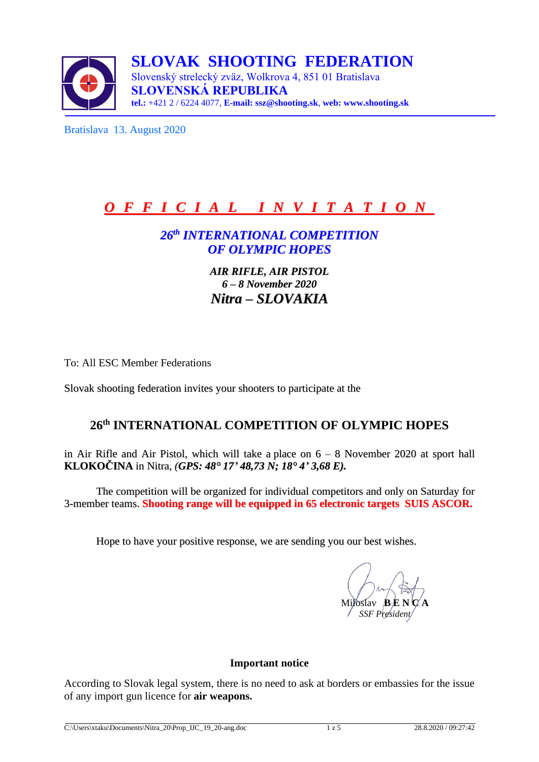# SLOVAK SHOOTING FEDERATION

Slovenský strelecký zväz, Wolkrova 4, 851 01 Bratislava

**SLOVENSKÁ REPUBLIKA**

**tel.:** +421 2 / 6224 4077, **E-mail: ssz@shooting.sk**, **web: www.shooting.sk**

Bratislava 13. August 2020

## ***O F F I C I A L   I N V I T A T I O N***

### *26th INTERNATIONAL COMPETITION OF OLYMPIC HOPES*

***AIR RIFLE, AIR PISTOL***

***6 – 8 November 2020***

***Nitra – SLOVAKIA***

To: All ESC Member Federations

Slovak shooting federation invites your shooters to participate at the

## 26th INTERNATIONAL COMPETITION OF OLYMPIC HOPES

in Air Rifle and Air Pistol, which will take a place on 6 – 8 November 2020 at sport hall **KLOKOČINA** in Nitra, ***(GPS: 48° 17' 48,73 N; 18° 4' 3,68 E).***

The competition will be organized for individual competitors and only on Saturday for 3-member teams. **Shooting range will be equipped in 65 electronic targets SUIS ASCOR.**

Hope to have your positive response, we are sending you our best wishes.

Miloslav **B E N C A**
*SSF President*

**Important notice**

According to Slovak legal system, there is no need to ask at borders or embassies for the issue of any import gun licence for **air weapons.**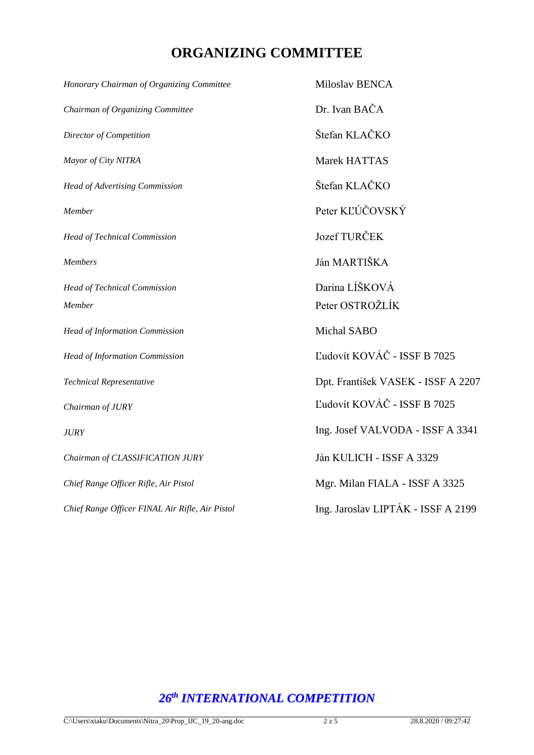# ORGANIZING COMMITTEE

| | |
|---|---|
| *Honorary Chairman of Organizing Committee* | Miloslav BENCA |
| *Chairman of Organizing Committee* | Dr. Ivan BAČA |
| *Director of Competition* | Štefan KLAČKO |
| *Mayor of City NITRA* | Marek HATTAS |
| *Head of Advertising Commission* | Štefan KLAČKO |
| *Member* | Peter KĽÚČOVSKÝ |
| *Head of Technical Commission* | Jozef TURČEK |
| *Members* | Ján MARTIŠKA |
| *Head of Technical Commission* | Darina LÍŠKOVÁ |
| *Member* | Peter OSTROŽLÍK |
| *Head of Information Commission* | Michal SABO |
| *Head of Information Commission* | Ľudovít KOVÁČ - ISSF B 7025 |
| *Technical Representative* | Dpt. František VASEK - ISSF A 2207 |
| *Chairman of JURY* | Ľudovít KOVÁČ - ISSF B 7025 |
| *JURY* | Ing. Josef VALVODA - ISSF A 3341 |
| *Chairman of CLASSIFICATION JURY* | Ján KULICH - ISSF A 3329 |
| *Chief Range Officer Rifle, Air Pistol* | Mgr. Milan FIALA - ISSF A 3325 |
| *Chief Range Officer FINAL Air Rifle, Air Pistol* | Ing. Jaroslav LIPTÁK - ISSF A 2199 |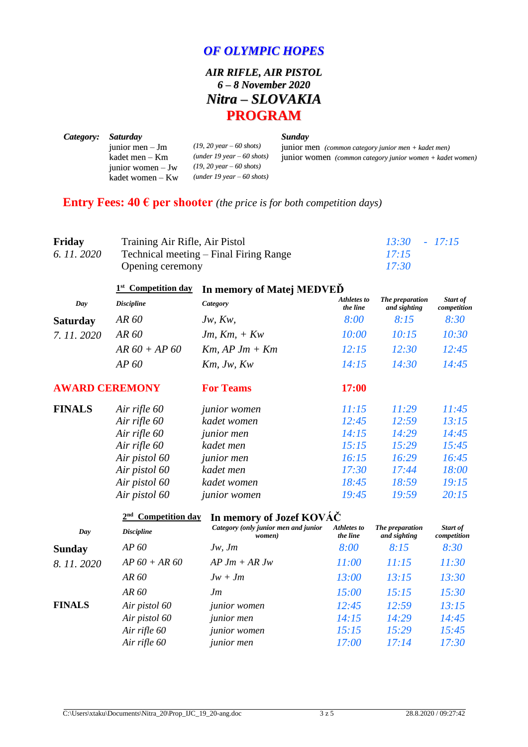# OF OLYMPIC HOPES

## AIR RIFLE, AIR PISTOL
### 6 – 8 November 2020
## Nitra – SLOVAKIA
# PROGRAM

**Category:**

***Saturday***

| | |
|---|---|
| junior men – Jm | *(19, 20 year – 60 shots)* |
| kadet men – Km | *(under 19 year – 60 shots)* |
| junior women – Jw | *(19, 20 year – 60 shots)* |
| kadet women – Kw | *(under 19 year – 60 shots)* |

***Sunday***

junior men *(common category junior men + kadet men)*
junior women *(common category junior women + kadet women)*

**Entry Fees: 40 € per shooter** *(the price is for both competition days)*

| | | |
|---|---|---|
| **Friday** *6. 11. 2020* | Training Air Rifle, Air Pistol | *13:30 - 17:15* |
| | Technical meeting – Final Firing Range | *17:15* |
| | Opening ceremony | *17:30* |

**1st Competition day** — **In memory of Matej MEDVEĎ**

| *Day* | *Discipline* | *Category* | *Athletes to the line* | *The preparation and sighting* | *Start of competition* |
|---|---|---|---|---|---|
| **Saturday** *7. 11. 2020* | *AR 60* | *Jw, Kw,* | *8:00* | *8:15* | *8:30* |
| | *AR 60* | *Jm, Km, + Kw* | *10:00* | *10:15* | *10:30* |
| | *AR 60 + AP 60* | *Km, AP Jm + Km* | *12:15* | *12:30* | *12:45* |
| | *AP 60* | *Km, Jw, Kw* | *14:15* | *14:30* | *14:45* |
| **AWARD CEREMONY** | | **For Teams** | **17:00** | | |
| **FINALS** | *Air rifle 60* | *junior women* | *11:15* | *11:29* | *11:45* |
| | *Air rifle 60* | *kadet women* | *12:45* | *12:59* | *13:15* |
| | *Air rifle 60* | *junior men* | *14:15* | *14:29* | *14:45* |
| | *Air rifle 60* | *kadet men* | *15:15* | *15:29* | *15:45* |
| | *Air pistol 60* | *junior men* | *16:15* | *16:29* | *16:45* |
| | *Air pistol 60* | *kadet men* | *17:30* | *17:44* | *18:00* |
| | *Air pistol 60* | *kadet women* | *18:45* | *18:59* | *19:15* |
| | *Air pistol 60* | *junior women* | *19:45* | *19:59* | *20:15* |

**2nd Competition day** — **In memory of Jozef KOVÁČ**

| *Day* | *Discipline* | *Category (only junior men and junior women)* | *Athletes to the line* | *The preparation and sighting* | *Start of competition* |
|---|---|---|---|---|---|
| **Sunday** *8. 11. 2020* | *AP 60* | *Jw, Jm* | *8:00* | *8:15* | *8:30* |
| | *AP 60 + AR 60* | *AP Jm + AR Jw* | *11:00* | *11:15* | *11:30* |
| | *AR 60* | *Jw + Jm* | *13:00* | *13:15* | *13:30* |
| | *AR 60* | *Jm* | *15:00* | *15:15* | *15:30* |
| **FINALS** | *Air pistol 60* | *junior women* | *12:45* | *12:59* | *13:15* |
| | *Air pistol 60* | *junior men* | *14:15* | *14:29* | *14:45* |
| | *Air rifle 60* | *junior women* | *15:15* | *15:29* | *15:45* |
| | *Air rifle 60* | *junior men* | *17:00* | *17:14* | *17:30* |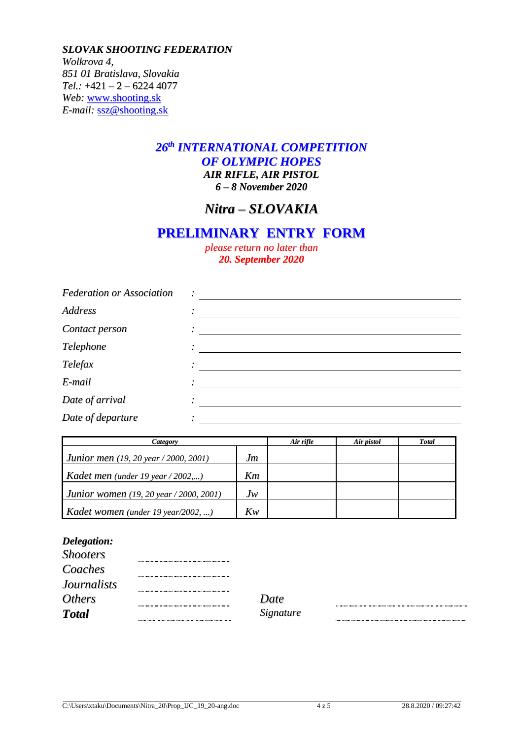***SLOVAK SHOOTING FEDERATION***
*Wolkrova 4,*
*851 01 Bratislava, Slovakia*
*Tel.:* +421 – 2 – 6224 4077
*Web:* www.shooting.sk
*E-mail:* ssz@shooting.sk

## *26th INTERNATIONAL COMPETITION OF OLYMPIC HOPES*

***AIR RIFLE, AIR PISTOL***
***6 – 8 November 2020***

## *Nitra – SLOVAKIA*

# PRELIMINARY ENTRY FORM

*please return no later than*
***20. September 2020***

*Federation or Association* : \_\_\_\_\_\_\_\_\_\_\_\_\_\_\_\_\_\_\_\_\_\_\_\_

*Address* : \_\_\_\_\_\_\_\_\_\_\_\_\_\_\_\_\_\_\_\_\_\_\_\_

*Contact person* : \_\_\_\_\_\_\_\_\_\_\_\_\_\_\_\_\_\_\_\_\_\_\_\_

*Telephone* : \_\_\_\_\_\_\_\_\_\_\_\_\_\_\_\_\_\_\_\_\_\_\_\_

*Telefax* : \_\_\_\_\_\_\_\_\_\_\_\_\_\_\_\_\_\_\_\_\_\_\_\_

*E-mail* : \_\_\_\_\_\_\_\_\_\_\_\_\_\_\_\_\_\_\_\_\_\_\_\_

*Date of arrival* : \_\_\_\_\_\_\_\_\_\_\_\_\_\_\_\_\_\_\_\_\_\_\_\_

*Date of departure* : \_\_\_\_\_\_\_\_\_\_\_\_\_\_\_\_\_\_\_\_\_\_\_\_

| *Category* | | *Air rifle* | *Air pistol* | *Total* |
|---|---|---|---|---|
| *Junior men (19, 20 year / 2000, 2001)* | *Jm* | | | |
| *Kadet men (under 19 year / 2002,...)* | *Km* | | | |
| *Junior women (19, 20 year / 2000, 2001)* | *Jw* | | | |
| *Kadet women (under 19 year/2002, ...)* | *Kw* | | | |

***Delegation:***

*Shooters* ..............................

*Coaches* ..............................

*Journalists* ..............................

*Others* .............................. *Date* ..............................

***Total*** .............................. *Signature* ..............................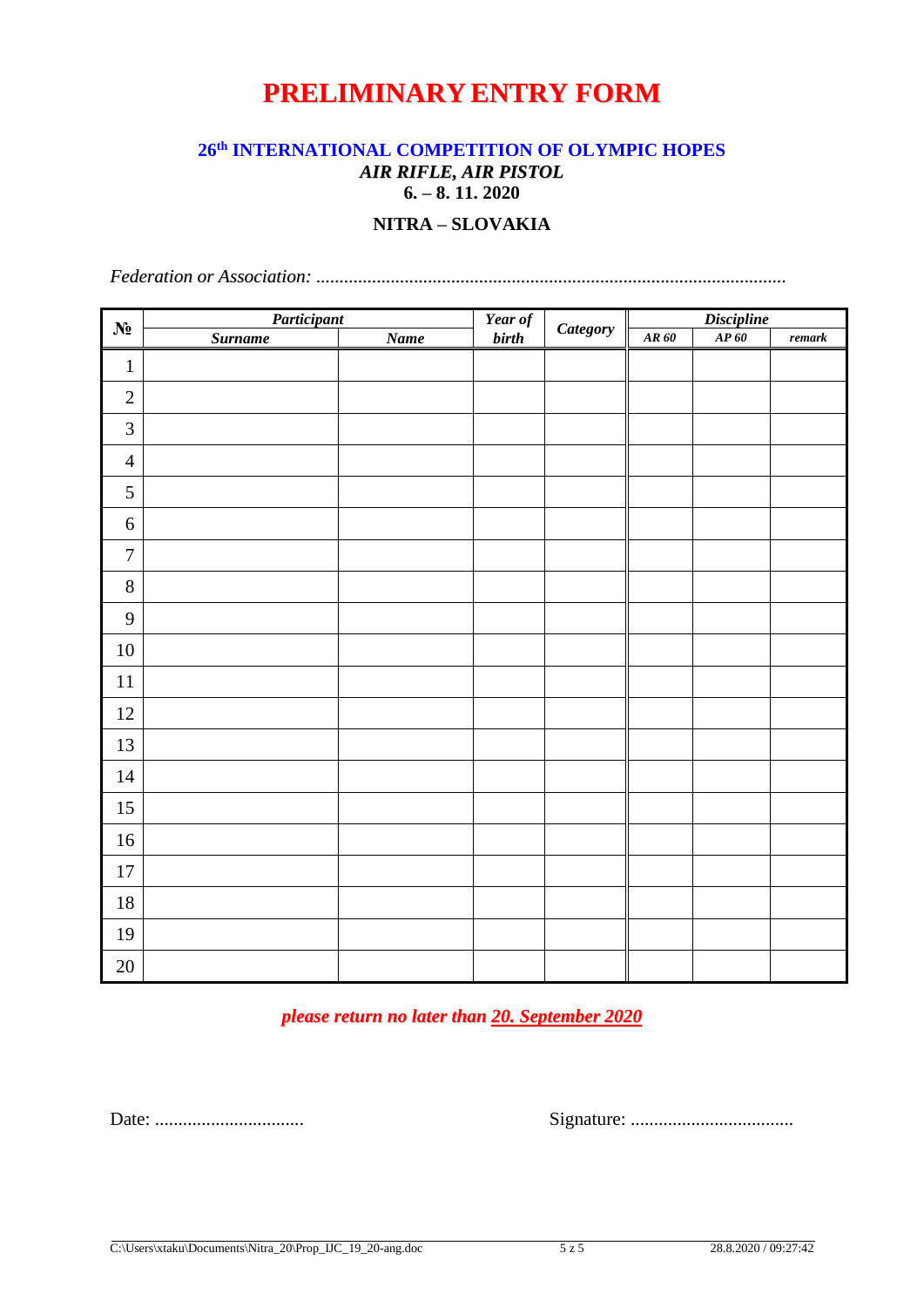# PRELIMINARY ENTRY FORM

**26th INTERNATIONAL COMPETITION OF OLYMPIC HOPES**
***AIR RIFLE, AIR PISTOL***
**6. – 8. 11. 2020**

**NITRA – SLOVAKIA**

*Federation or Association:* ......................................................................................................

| № | *Participant* | | *Year of birth* | *Category* | *Discipline* | | |
|---|---|---|---|---|---|---|---|
| | *Surname* | *Name* | | | *AR 60* | *AP 60* | *remark* |
| 1 | | | | | | | |
| 2 | | | | | | | |
| 3 | | | | | | | |
| 4 | | | | | | | |
| 5 | | | | | | | |
| 6 | | | | | | | |
| 7 | | | | | | | |
| 8 | | | | | | | |
| 9 | | | | | | | |
| 10 | | | | | | | |
| 11 | | | | | | | |
| 12 | | | | | | | |
| 13 | | | | | | | |
| 14 | | | | | | | |
| 15 | | | | | | | |
| 16 | | | | | | | |
| 17 | | | | | | | |
| 18 | | | | | | | |
| 19 | | | | | | | |
| 20 | | | | | | | |

***please return no later than 20. September 2020***

Date: ................................ Signature: ..................................